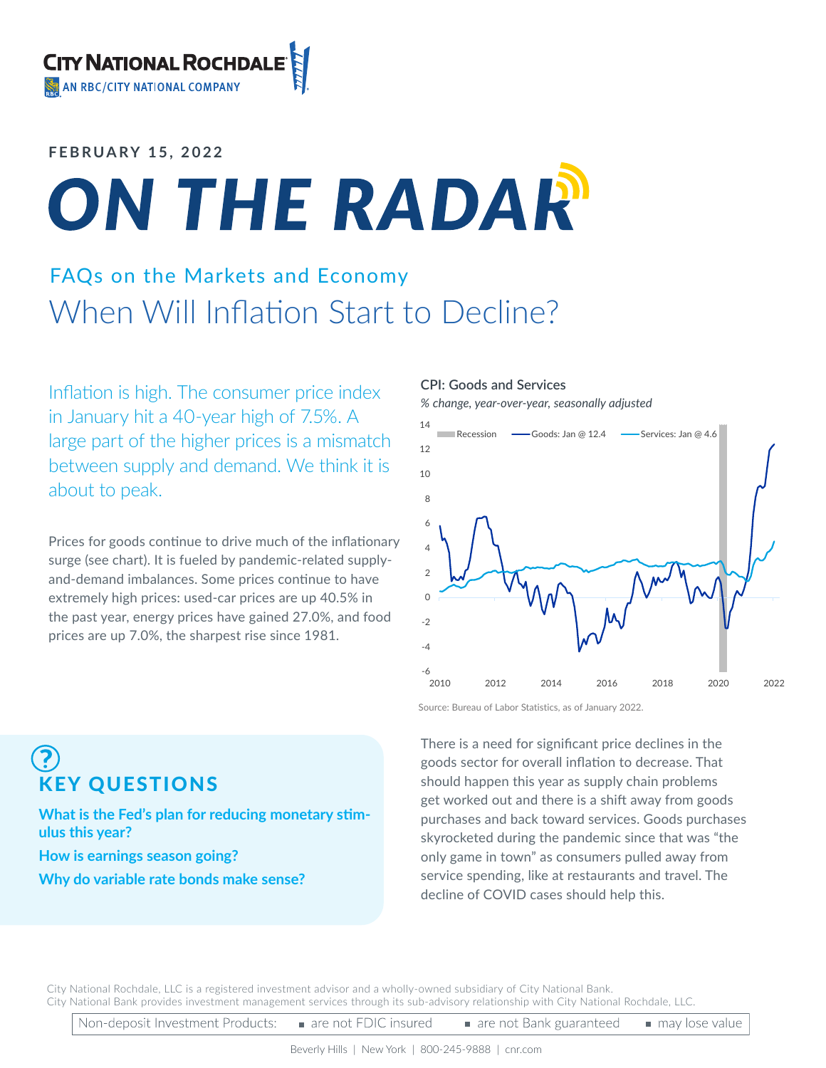CITY NATIONAL ROCHDALE
AN RBC/CITY NATIONAL COMPANY

**FEBRUARY 15, 2022**

# ON THE RADAR

## FAQs on the Markets and Economy

# When Will Inflation Start to Decline?

Inflation is high. The consumer price index in January hit a 40-year high of 7.5%. A large part of the higher prices is a mismatch between supply and demand. We think it is about to peak.

Prices for goods continue to drive much of the inflationary surge (see chart). It is fueled by pandemic-related supply-and-demand imbalances. Some prices continue to have extremely high prices: used-car prices are up 40.5% in the past year, energy prices have gained 27.0%, and food prices are up 7.0%, the sharpest rise since 1981.

**CPI: Goods and Services**

*% change, year-over-year, seasonally adjusted*

Recession | Goods: Jan @ 12.4 | Services: Jan @ 4.6

Source: Bureau of Labor Statistics, as of January 2022.

There is a need for significant price declines in the goods sector for overall inflation to decrease. That should happen this year as supply chain problems get worked out and there is a shift away from goods purchases and back toward services. Goods purchases skyrocketed during the pandemic since that was "the only game in town" as consumers pulled away from service spending, like at restaurants and travel. The decline of COVID cases should help this.

## KEY QUESTIONS

**What is the Fed's plan for reducing monetary stimulus this year?**

**How is earnings season going?**

**Why do variable rate bonds make sense?**

City National Rochdale, LLC is a registered investment advisor and a wholly-owned subsidiary of City National Bank. City National Bank provides investment management services through its sub-advisory relationship with City National Rochdale, LLC.

Non-deposit Investment Products: ■ are not FDIC insured ■ are not Bank guaranteed ■ may lose value

Beverly Hills | New York | 800-245-9888 | cnr.com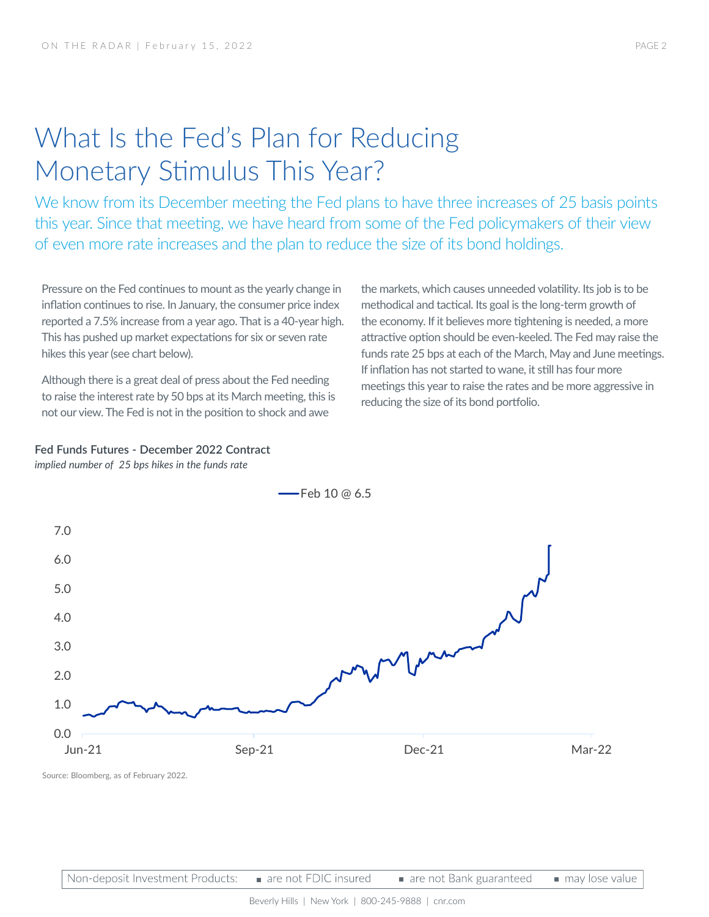# What Is the Fed's Plan for Reducing Monetary Stimulus This Year?

We know from its December meeting the Fed plans to have three increases of 25 basis points this year. Since that meeting, we have heard from some of the Fed policymakers of their view of even more rate increases and the plan to reduce the size of its bond holdings.

Pressure on the Fed continues to mount as the yearly change in inflation continues to rise. In January, the consumer price index reported a 7.5% increase from a year ago. That is a 40-year high. This has pushed up market expectations for six or seven rate hikes this year (see chart below).

Although there is a great deal of press about the Fed needing to raise the interest rate by 50 bps at its March meeting, this is not our view. The Fed is not in the position to shock and awe the markets, which causes unneeded volatility. Its job is to be methodical and tactical. Its goal is the long-term growth of the economy. If it believes more tightening is needed, a more attractive option should be even-keeled. The Fed may raise the funds rate 25 bps at each of the March, May and June meetings. If inflation has not started to wane, it still has four more meetings this year to raise the rates and be more aggressive in reducing the size of its bond portfolio.

**Fed Funds Futures - December 2022 Contract**
*implied number of 25 bps hikes in the funds rate*

Feb 10 @ 6.5

Source: Bloomberg, as of February 2022.

Non-deposit Investment Products: ■ are not FDIC insured ■ are not Bank guaranteed ■ may lose value

Beverly Hills | New York | 800-245-9888 | cnr.com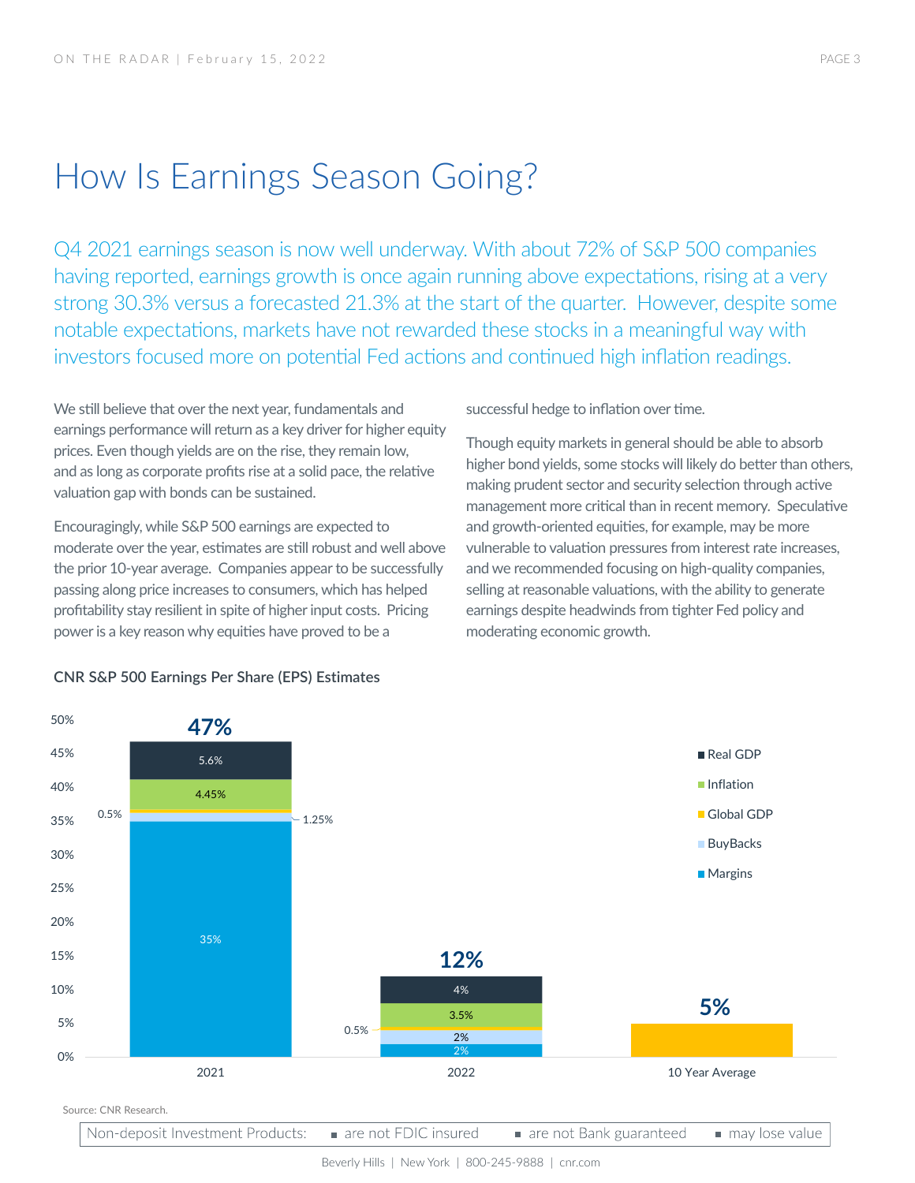# How Is Earnings Season Going?

Q4 2021 earnings season is now well underway. With about 72% of S&P 500 companies having reported, earnings growth is once again running above expectations, rising at a very strong 30.3% versus a forecasted 21.3% at the start of the quarter. However, despite some notable expectations, markets have not rewarded these stocks in a meaningful way with investors focused more on potential Fed actions and continued high inflation readings.

We still believe that over the next year, fundamentals and earnings performance will return as a key driver for higher equity prices. Even though yields are on the rise, they remain low, and as long as corporate profits rise at a solid pace, the relative valuation gap with bonds can be sustained.

Encouragingly, while S&P 500 earnings are expected to moderate over the year, estimates are still robust and well above the prior 10-year average. Companies appear to be successfully passing along price increases to consumers, which has helped profitability stay resilient in spite of higher input costs. Pricing power is a key reason why equities have proved to be a successful hedge to inflation over time.

Though equity markets in general should be able to absorb higher bond yields, some stocks will likely do better than others, making prudent sector and security selection through active management more critical than in recent memory. Speculative and growth-oriented equities, for example, may be more vulnerable to valuation pressures from interest rate increases, and we recommended focusing on high-quality companies, selling at reasonable valuations, with the ability to generate earnings despite headwinds from tighter Fed policy and moderating economic growth.

**CNR S&P 500 Earnings Per Share (EPS) Estimates**

| | 2021 | 2022 | 10 Year Average |
|---|---|---|---|
| Real GDP | 5.6% | 4% | |
| Inflation | 4.45% | 3.5% | |
| Global GDP | 0.5% | 0.5% | |
| BuyBacks | 1.25% | 2% | |
| Margins | 35% | 2% | |
| **Total** | **47%** | **12%** | **5%** |

Source: CNR Research.

Non-deposit Investment Products: ▪ are not FDIC insured ▪ are not Bank guaranteed ▪ may lose value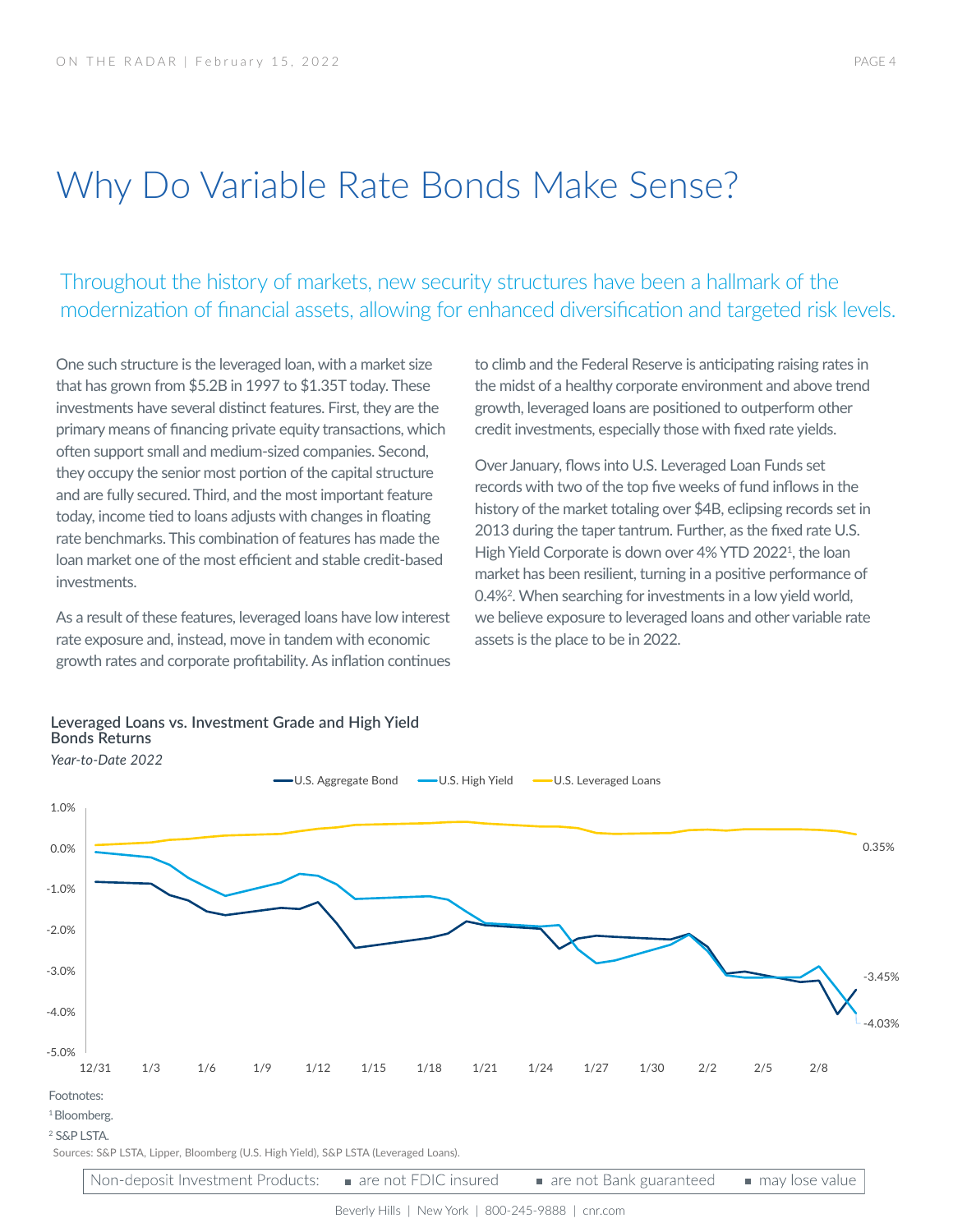# Why Do Variable Rate Bonds Make Sense?

## Throughout the history of markets, new security structures have been a hallmark of the modernization of financial assets, allowing for enhanced diversification and targeted risk levels.

One such structure is the leveraged loan, with a market size that has grown from $5.2B in 1997 to $1.35T today. These investments have several distinct features. First, they are the primary means of financing private equity transactions, which often support small and medium-sized companies. Second, they occupy the senior most portion of the capital structure and are fully secured. Third, and the most important feature today, income tied to loans adjusts with changes in floating rate benchmarks. This combination of features has made the loan market one of the most efficient and stable credit-based investments.

As a result of these features, leveraged loans have low interest rate exposure and, instead, move in tandem with economic growth rates and corporate profitability. As inflation continues to climb and the Federal Reserve is anticipating raising rates in the midst of a healthy corporate environment and above trend growth, leveraged loans are positioned to outperform other credit investments, especially those with fixed rate yields.

Over January, flows into U.S. Leveraged Loan Funds set records with two of the top five weeks of fund inflows in the history of the market totaling over $4B, eclipsing records set in 2013 during the taper tantrum. Further, as the fixed rate U.S. High Yield Corporate is down over 4% YTD 2022[1], the loan market has been resilient, turning in a positive performance of 0.4%[2]. When searching for investments in a low yield world, we believe exposure to leveraged loans and other variable rate assets is the place to be in 2022.

**Leveraged Loans vs. Investment Grade and High Yield Bonds Returns**

*Year-to-Date 2022*

Legend: U.S. Aggregate Bond, U.S. High Yield, U.S. Leveraged Loans

Y-axis: 1.0%, 0.0%, -1.0%, -2.0%, -3.0%, -4.0%, -5.0%

X-axis: 12/31, 1/3, 1/6, 1/9, 1/12, 1/15, 1/18, 1/21, 1/24, 1/27, 1/30, 2/2, 2/5, 2/8

End values: U.S. Leveraged Loans 0.35%; U.S. Aggregate Bond -3.45%; U.S. High Yield -4.03%

Footnotes:

[1] Bloomberg.

[2] S&P LSTA.

Sources: S&P LSTA, Lipper, Bloomberg (U.S. High Yield), S&P LSTA (Leveraged Loans).

Non-deposit Investment Products: ▪ are not FDIC insured ▪ are not Bank guaranteed ▪ may lose value

Beverly Hills | New York | 800-245-9888 | cnr.com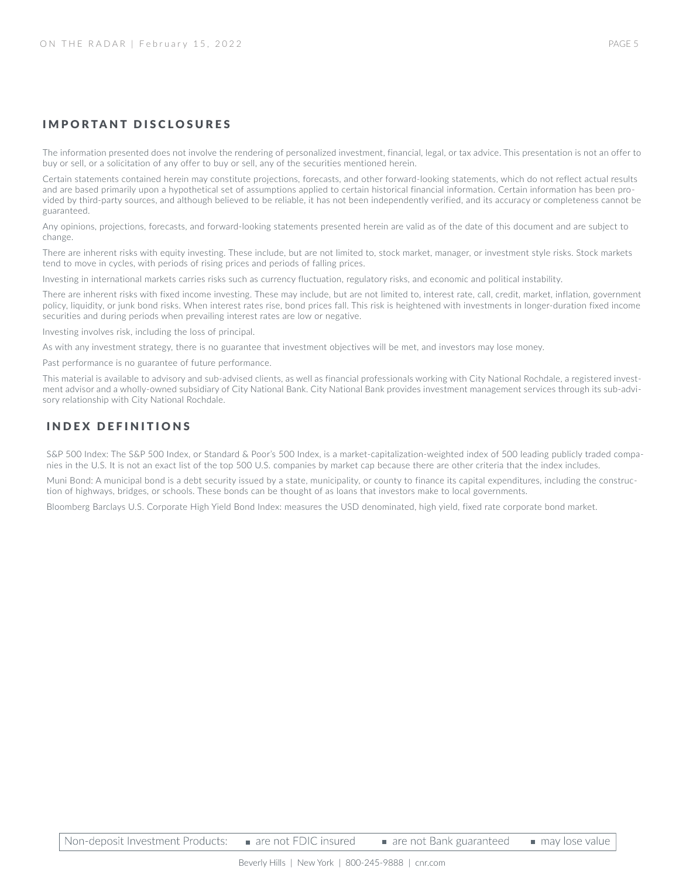## IMPORTANT DISCLOSURES

The information presented does not involve the rendering of personalized investment, financial, legal, or tax advice. This presentation is not an offer to buy or sell, or a solicitation of any offer to buy or sell, any of the securities mentioned herein.

Certain statements contained herein may constitute projections, forecasts, and other forward-looking statements, which do not reflect actual results and are based primarily upon a hypothetical set of assumptions applied to certain historical financial information. Certain information has been provided by third-party sources, and although believed to be reliable, it has not been independently verified, and its accuracy or completeness cannot be guaranteed.

Any opinions, projections, forecasts, and forward-looking statements presented herein are valid as of the date of this document and are subject to change.

There are inherent risks with equity investing. These include, but are not limited to, stock market, manager, or investment style risks. Stock markets tend to move in cycles, with periods of rising prices and periods of falling prices.

Investing in international markets carries risks such as currency fluctuation, regulatory risks, and economic and political instability.

There are inherent risks with fixed income investing. These may include, but are not limited to, interest rate, call, credit, market, inflation, government policy, liquidity, or junk bond risks. When interest rates rise, bond prices fall. This risk is heightened with investments in longer-duration fixed income securities and during periods when prevailing interest rates are low or negative.

Investing involves risk, including the loss of principal.

As with any investment strategy, there is no guarantee that investment objectives will be met, and investors may lose money.

Past performance is no guarantee of future performance.

This material is available to advisory and sub-advised clients, as well as financial professionals working with City National Rochdale, a registered investment advisor and a wholly-owned subsidiary of City National Bank. City National Bank provides investment management services through its sub-advisory relationship with City National Rochdale.

## INDEX DEFINITIONS

S&P 500 Index: The S&P 500 Index, or Standard & Poor's 500 Index, is a market-capitalization-weighted index of 500 leading publicly traded companies in the U.S. It is not an exact list of the top 500 U.S. companies by market cap because there are other criteria that the index includes.

Muni Bond: A municipal bond is a debt security issued by a state, municipality, or county to finance its capital expenditures, including the construction of highways, bridges, or schools. These bonds can be thought of as loans that investors make to local governments.

Bloomberg Barclays U.S. Corporate High Yield Bond Index: measures the USD denominated, high yield, fixed rate corporate bond market.

Non-deposit Investment Products: ■ are not FDIC insured ■ are not Bank guaranteed ■ may lose value

Beverly Hills | New York | 800-245-9888 | cnr.com